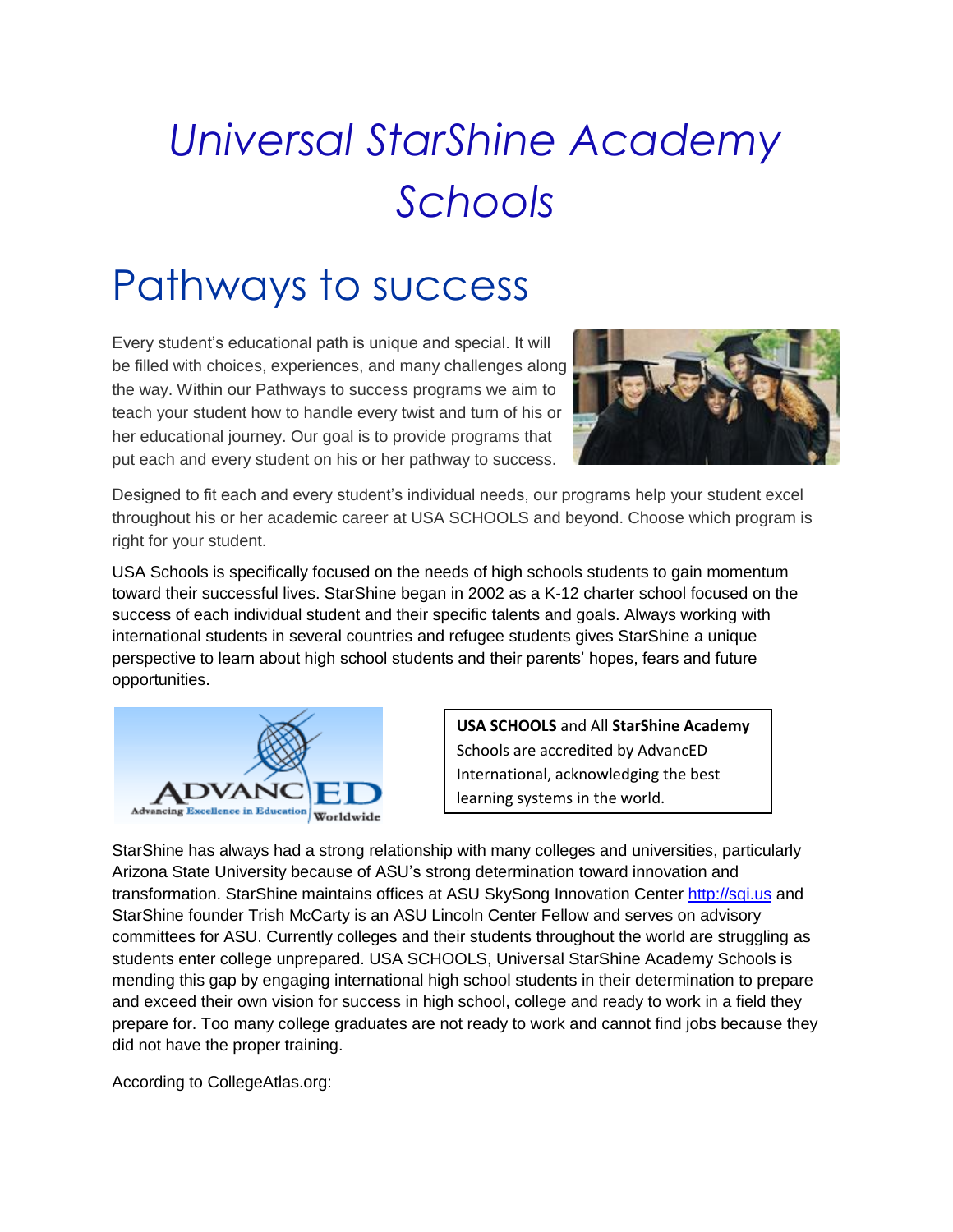# *Universal StarShine Academy Schools*

## Pathways to success

Every student's educational path is unique and special. It will be filled with choices, experiences, and many challenges along the way. Within our Pathways to success programs we aim to teach your student how to handle every twist and turn of his or her educational journey. Our goal is to provide programs that put each and every student on his or her pathway to success.

Designed to fit each and every student's individual needs, our programs help your student excel throughout his or her academic career at USA SCHOOLS and beyond. Choose which program is right for your student.

USA Schools is specifically focused on the needs of high schools students to gain momentum toward their successful lives. StarShine began in 2002 as a K-12 charter school focused on the success of each individual student and their specific talents and goals. Always working with international students in several countries and refugee students gives StarShine a unique perspective to learn about high school students and their parents' hopes, fears and future opportunities.

**USA SCHOOLS** and All **StarShine Academy** Schools are accredited by AdvancED International, acknowledging the best learning systems in the world.

StarShine has always had a strong relationship with many colleges and universities, particularly Arizona State University because of ASU's strong determination toward innovation and transformation. StarShine maintains offices at ASU SkySong Innovation Center http://sqi.us and StarShine founder Trish McCarty is an ASU Lincoln Center Fellow and serves on advisory committees for ASU. Currently colleges and their students throughout the world are struggling as students enter college unprepared. USA SCHOOLS, Universal StarShine Academy Schools is mending this gap by engaging international high school students in their determination to prepare and exceed their own vision for success in high school, college and ready to work in a field they prepare for. Too many college graduates are not ready to work and cannot find jobs because they did not have the proper training.

According to CollegeAtlas.org: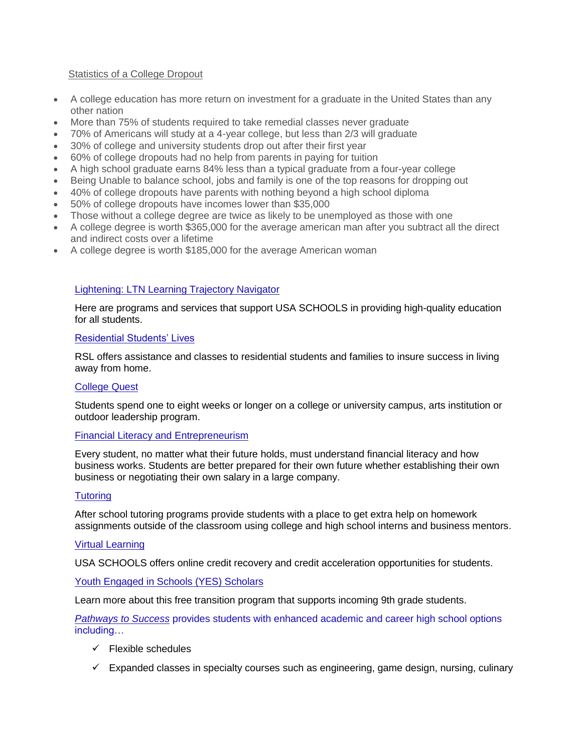Statistics of a College Dropout

- A college education has more return on investment for a graduate in the United States than any other nation
- More than 75% of students required to take remedial classes never graduate
- 70% of Americans will study at a 4-year college, but less than 2/3 will graduate
- 30% of college and university students drop out after their first year
- 60% of college dropouts had no help from parents in paying for tuition
- A high school graduate earns 84% less than a typical graduate from a four-year college
- Being Unable to balance school, jobs and family is one of the top reasons for dropping out
- 40% of college dropouts have parents with nothing beyond a high school diploma
- 50% of college dropouts have incomes lower than $35,000
- Those without a college degree are twice as likely to be unemployed as those with one
- A college degree is worth $365,000 for the average american man after you subtract all the direct and indirect costs over a lifetime
- A college degree is worth $185,000 for the average American woman

Lightening: LTN Learning Trajectory Navigator

Here are programs and services that support USA SCHOOLS in providing high-quality education for all students.

Residential Students' Lives

RSL offers assistance and classes to residential students and families to insure success in living away from home.

College Quest

Students spend one to eight weeks or longer on a college or university campus, arts institution or outdoor leadership program.

Financial Literacy and Entrepreneurism

Every student, no matter what their future holds, must understand financial literacy and how business works. Students are better prepared for their own future whether establishing their own business or negotiating their own salary in a large company.

Tutoring

After school tutoring programs provide students with a place to get extra help on homework assignments outside of the classroom using college and high school interns and business mentors.

Virtual Learning

USA SCHOOLS offers online credit recovery and credit acceleration opportunities for students.

Youth Engaged in Schools (YES) Scholars

Learn more about this free transition program that supports incoming 9th grade students.

*Pathways to Success* provides students with enhanced academic and career high school options including…

- ✓ Flexible schedules
- ✓ Expanded classes in specialty courses such as engineering, game design, nursing, culinary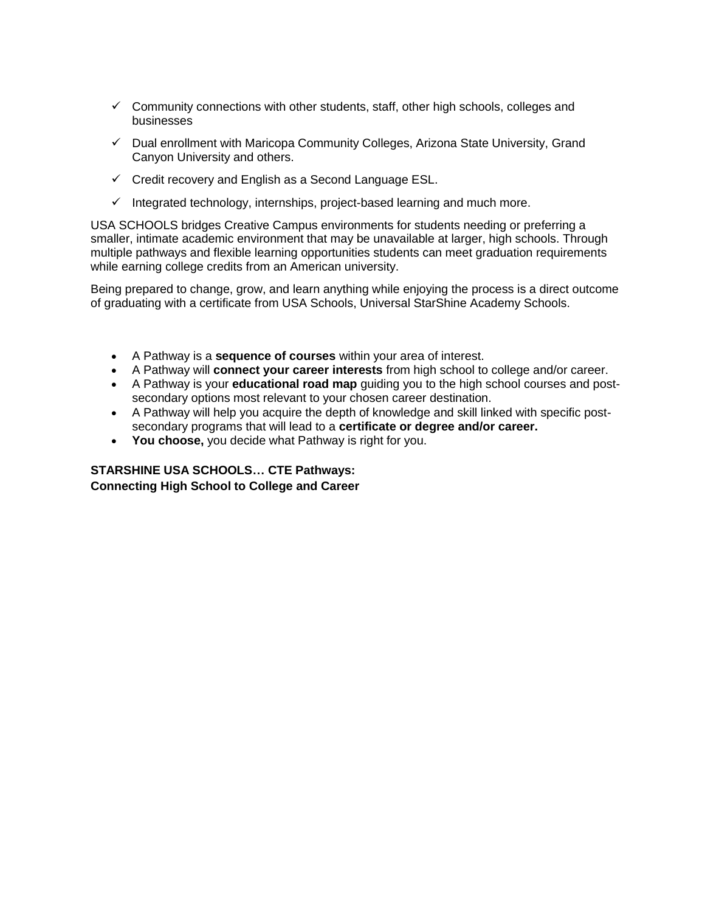- ✓ Community connections with other students, staff, other high schools, colleges and businesses
- ✓ Dual enrollment with Maricopa Community Colleges, Arizona State University, Grand Canyon University and others.
- ✓ Credit recovery and English as a Second Language ESL.
- ✓ Integrated technology, internships, project-based learning and much more.

USA SCHOOLS bridges Creative Campus environments for students needing or preferring a smaller, intimate academic environment that may be unavailable at larger, high schools. Through multiple pathways and flexible learning opportunities students can meet graduation requirements while earning college credits from an American university.

Being prepared to change, grow, and learn anything while enjoying the process is a direct outcome of graduating with a certificate from USA Schools, Universal StarShine Academy Schools.

- A Pathway is a **sequence of courses** within your area of interest.
- A Pathway will **connect your career interests** from high school to college and/or career.
- A Pathway is your **educational road map** guiding you to the high school courses and post-secondary options most relevant to your chosen career destination.
- A Pathway will help you acquire the depth of knowledge and skill linked with specific post-secondary programs that will lead to a **certificate or degree and/or career.**
- **You choose,** you decide what Pathway is right for you.

**STARSHINE USA SCHOOLS… CTE Pathways:**
**Connecting High School to College and Career**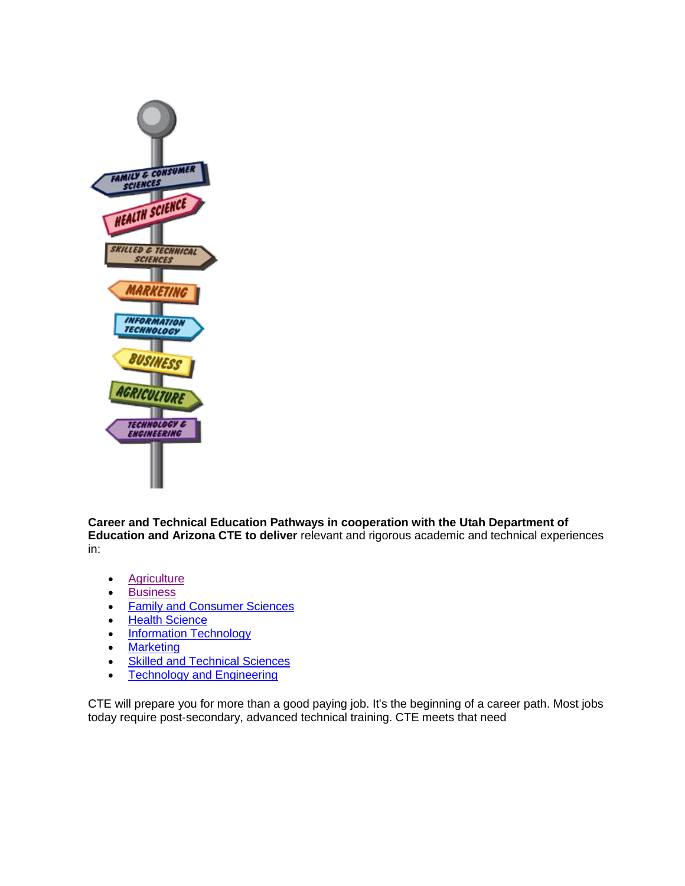**Career and Technical Education Pathways in cooperation with the Utah Department of Education and Arizona CTE to deliver** relevant and rigorous academic and technical experiences in:

- Agriculture
- Business
- Family and Consumer Sciences
- Health Science
- Information Technology
- Marketing
- Skilled and Technical Sciences
- Technology and Engineering

CTE will prepare you for more than a good paying job. It's the beginning of a career path. Most jobs today require post-secondary, advanced technical training. CTE meets that need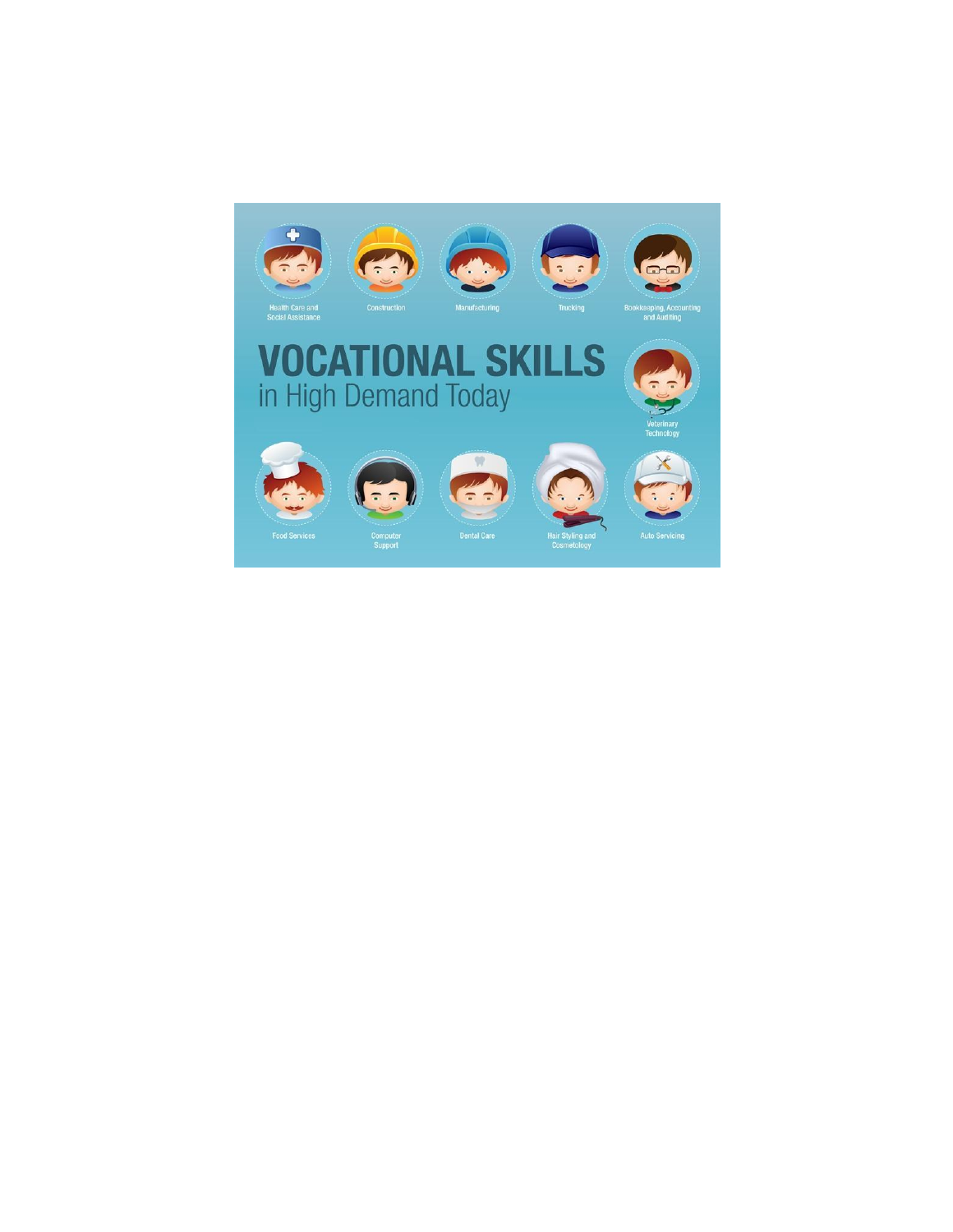# VOCATIONAL SKILLS

in High Demand Today

Health Care and Social Assistance

Construction

Manufacturing

Trucking

Bookkeeping, Accounting and Auditing

Veterinary Technology

Food Services

Computer Support

Dental Care

Hair Styling and Cosmetology

Auto Servicing